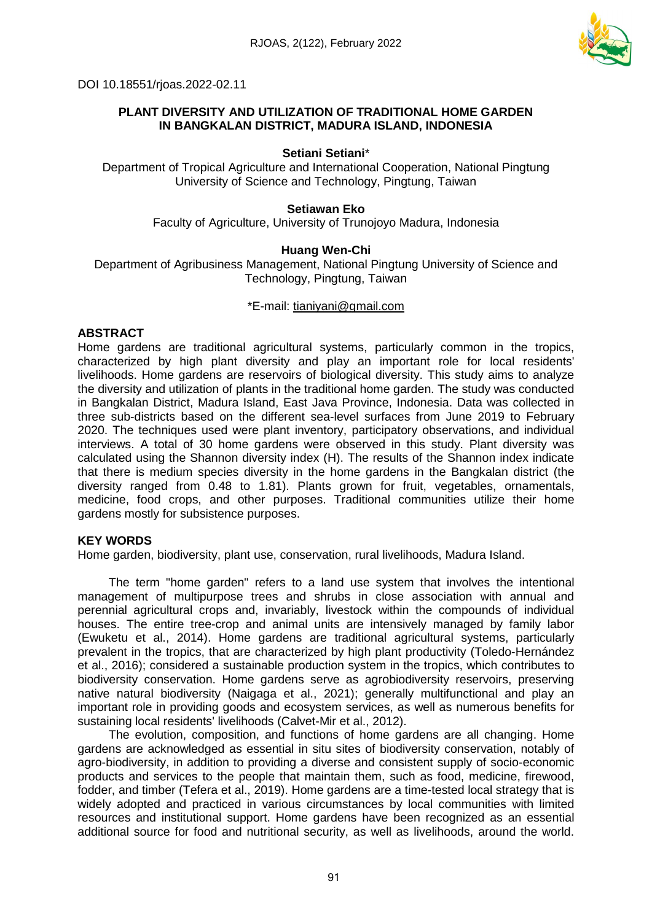DOI 10.18551/rjoas.2022-02.11

# PLANT DIVERSITY AND UTILIZATION OF TRADITIONAL HOME GARDEN IN BANGKALAN DISTRICT, MADURA ISLAND, INDONESIA

**Setiani Setiani***

Department of Tropical Agriculture and International Cooperation, National Pingtung University of Science and Technology, Pingtung, Taiwan

**Setiawan Eko**

Faculty of Agriculture, University of Trunojoyo Madura, Indonesia

**Huang Wen-Chi**

Department of Agribusiness Management, National Pingtung University of Science and Technology, Pingtung, Taiwan

*E-mail: tianiyani@gmail.com

## ABSTRACT

Home gardens are traditional agricultural systems, particularly common in the tropics, characterized by high plant diversity and play an important role for local residents' livelihoods. Home gardens are reservoirs of biological diversity. This study aims to analyze the diversity and utilization of plants in the traditional home garden. The study was conducted in Bangkalan District, Madura Island, East Java Province, Indonesia. Data was collected in three sub-districts based on the different sea-level surfaces from June 2019 to February 2020. The techniques used were plant inventory, participatory observations, and individual interviews. A total of 30 home gardens were observed in this study. Plant diversity was calculated using the Shannon diversity index (H). The results of the Shannon index indicate that there is medium species diversity in the home gardens in the Bangkalan district (the diversity ranged from 0.48 to 1.81). Plants grown for fruit, vegetables, ornamentals, medicine, food crops, and other purposes. Traditional communities utilize their home gardens mostly for subsistence purposes.

## KEY WORDS

Home garden, biodiversity, plant use, conservation, rural livelihoods, Madura Island.

The term "home garden" refers to a land use system that involves the intentional management of multipurpose trees and shrubs in close association with annual and perennial agricultural crops and, invariably, livestock within the compounds of individual houses. The entire tree-crop and animal units are intensively managed by family labor (Ewuketu et al., 2014). Home gardens are traditional agricultural systems, particularly prevalent in the tropics, that are characterized by high plant productivity (Toledo-Hernández et al., 2016); considered a sustainable production system in the tropics, which contributes to biodiversity conservation. Home gardens serve as agrobiodiversity reservoirs, preserving native natural biodiversity (Naigaga et al., 2021); generally multifunctional and play an important role in providing goods and ecosystem services, as well as numerous benefits for sustaining local residents' livelihoods (Calvet-Mir et al., 2012).

The evolution, composition, and functions of home gardens are all changing. Home gardens are acknowledged as essential in situ sites of biodiversity conservation, notably of agro-biodiversity, in addition to providing a diverse and consistent supply of socio-economic products and services to the people that maintain them, such as food, medicine, firewood, fodder, and timber (Tefera et al., 2019). Home gardens are a time-tested local strategy that is widely adopted and practiced in various circumstances by local communities with limited resources and institutional support. Home gardens have been recognized as an essential additional source for food and nutritional security, as well as livelihoods, around the world.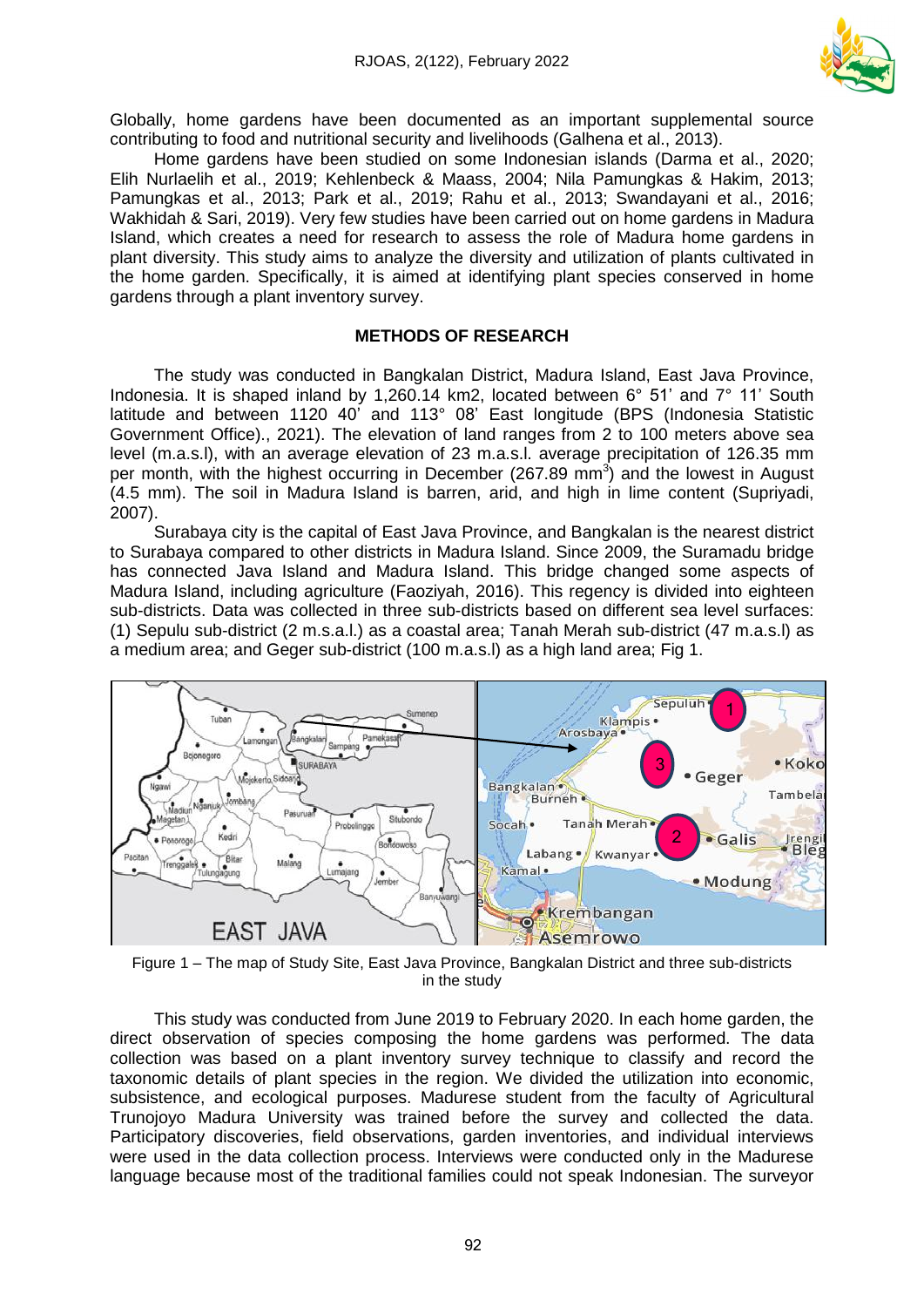Globally, home gardens have been documented as an important supplemental source contributing to food and nutritional security and livelihoods (Galhena et al., 2013).

Home gardens have been studied on some Indonesian islands (Darma et al., 2020; Elih Nurlaelih et al., 2019; Kehlenbeck & Maass, 2004; Nila Pamungkas & Hakim, 2013; Pamungkas et al., 2013; Park et al., 2019; Rahu et al., 2013; Swandayani et al., 2016; Wakhidah & Sari, 2019). Very few studies have been carried out on home gardens in Madura Island, which creates a need for research to assess the role of Madura home gardens in plant diversity. This study aims to analyze the diversity and utilization of plants cultivated in the home garden. Specifically, it is aimed at identifying plant species conserved in home gardens through a plant inventory survey.

## METHODS OF RESEARCH

The study was conducted in Bangkalan District, Madura Island, East Java Province, Indonesia. It is shaped inland by 1,260.14 km2, located between 6° 51' and 7° 11' South latitude and between 1120 40' and 113° 08' East longitude (BPS (Indonesia Statistic Government Office)., 2021). The elevation of land ranges from 2 to 100 meters above sea level (m.a.s.l), with an average elevation of 23 m.a.s.l. average precipitation of 126.35 mm per month, with the highest occurring in December (267.89 $mm^3$) and the lowest in August (4.5 mm). The soil in Madura Island is barren, arid, and high in lime content (Supriyadi, 2007).

Surabaya city is the capital of East Java Province, and Bangkalan is the nearest district to Surabaya compared to other districts in Madura Island. Since 2009, the Suramadu bridge has connected Java Island and Madura Island. This bridge changed some aspects of Madura Island, including agriculture (Faoziyah, 2016). This regency is divided into eighteen sub-districts. Data was collected in three sub-districts based on different sea level surfaces: (1) Sepulu sub-district (2 m.a.s.l.) as a coastal area; Tanah Merah sub-district (47 m.a.s.l) as a medium area; and Geger sub-district (100 m.a.s.l) as a high land area; Fig 1.

Figure 1 – The map of Study Site, East Java Province, Bangkalan District and three sub-districts in the study

This study was conducted from June 2019 to February 2020. In each home garden, the direct observation of species composing the home gardens was performed. The data collection was based on a plant inventory survey technique to classify and record the taxonomic details of plant species in the region. We divided the utilization into economic, subsistence, and ecological purposes. Madurese student from the faculty of Agricultural Trunojoyo Madura University was trained before the survey and collected the data. Participatory discoveries, field observations, garden inventories, and individual interviews were used in the data collection process. Interviews were conducted only in the Madurese language because most of the traditional families could not speak Indonesian. The surveyor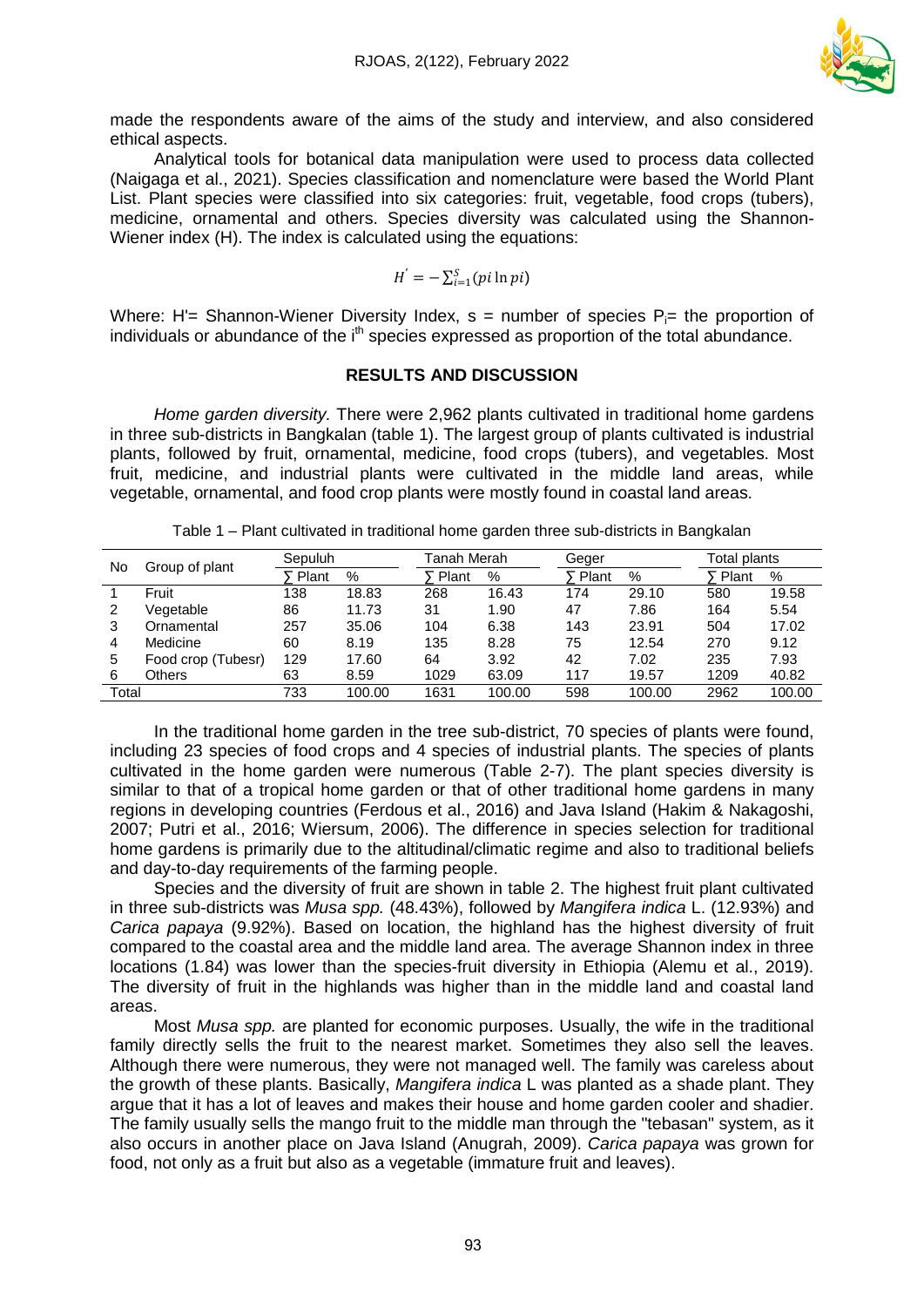made the respondents aware of the aims of the study and interview, and also considered ethical aspects.

Analytical tools for botanical data manipulation were used to process data collected (Naigaga et al., 2021). Species classification and nomenclature were based the World Plant List. Plant species were classified into six categories: fruit, vegetable, food crops (tubers), medicine, ornamental and others. Species diversity was calculated using the Shannon-Wiener index (H). The index is calculated using the equations:

$$H' = -\sum_{i=1}^{S}(pi \ln pi)$$

Where: H'= Shannon-Wiener Diversity Index, s = number of species $P_i$= the proportion of individuals or abundance of the $i^{th}$ species expressed as proportion of the total abundance.

## RESULTS AND DISCUSSION

*Home garden diversity.* There were 2,962 plants cultivated in traditional home gardens in three sub-districts in Bangkalan (table 1). The largest group of plants cultivated is industrial plants, followed by fruit, ornamental, medicine, food crops (tubers), and vegetables. Most fruit, medicine, and industrial plants were cultivated in the middle land areas, while vegetable, ornamental, and food crop plants were mostly found in coastal land areas.

Table 1 – Plant cultivated in traditional home garden three sub-districts in Bangkalan

| No | Group of plant | Sepuluh | | Tanah Merah | | Geger | | Total plants | |
|---|---|---|---|---|---|---|---|---|---|
| | | ∑ Plant | % | ∑ Plant | % | ∑ Plant | % | ∑ Plant | % |
| 1 | Fruit | 138 | 18.83 | 268 | 16.43 | 174 | 29.10 | 580 | 19.58 |
| 2 | Vegetable | 86 | 11.73 | 31 | 1.90 | 47 | 7.86 | 164 | 5.54 |
| 3 | Ornamental | 257 | 35.06 | 104 | 6.38 | 143 | 23.91 | 504 | 17.02 |
| 4 | Medicine | 60 | 8.19 | 135 | 8.28 | 75 | 12.54 | 270 | 9.12 |
| 5 | Food crop (Tubesr) | 129 | 17.60 | 64 | 3.92 | 42 | 7.02 | 235 | 7.93 |
| 6 | Others | 63 | 8.59 | 1029 | 63.09 | 117 | 19.57 | 1209 | 40.82 |
| Total | | 733 | 100.00 | 1631 | 100.00 | 598 | 100.00 | 2962 | 100.00 |

In the traditional home garden in the tree sub-district, 70 species of plants were found, including 23 species of food crops and 4 species of industrial plants. The species of plants cultivated in the home garden were numerous (Table 2-7). The plant species diversity is similar to that of a tropical home garden or that of other traditional home gardens in many regions in developing countries (Ferdous et al., 2016) and Java Island (Hakim & Nakagoshi, 2007; Putri et al., 2016; Wiersum, 2006). The difference in species selection for traditional home gardens is primarily due to the altitudinal/climatic regime and also to traditional beliefs and day-to-day requirements of the farming people.

Species and the diversity of fruit are shown in table 2. The highest fruit plant cultivated in three sub-districts was *Musa spp.* (48.43%), followed by *Mangifera indica* L. (12.93%) and *Carica papaya* (9.92%). Based on location, the highland has the highest diversity of fruit compared to the coastal area and the middle land area. The average Shannon index in three locations (1.84) was lower than the species-fruit diversity in Ethiopia (Alemu et al., 2019). The diversity of fruit in the highlands was higher than in the middle land and coastal land areas.

Most *Musa spp.* are planted for economic purposes. Usually, the wife in the traditional family directly sells the fruit to the nearest market. Sometimes they also sell the leaves. Although there were numerous, they were not managed well. The family was careless about the growth of these plants. Basically, *Mangifera indica* L was planted as a shade plant. They argue that it has a lot of leaves and makes their house and home garden cooler and shadier. The family usually sells the mango fruit to the middle man through the "tebasan" system, as it also occurs in another place on Java Island (Anugrah, 2009). *Carica papaya* was grown for food, not only as a fruit but also as a vegetable (immature fruit and leaves).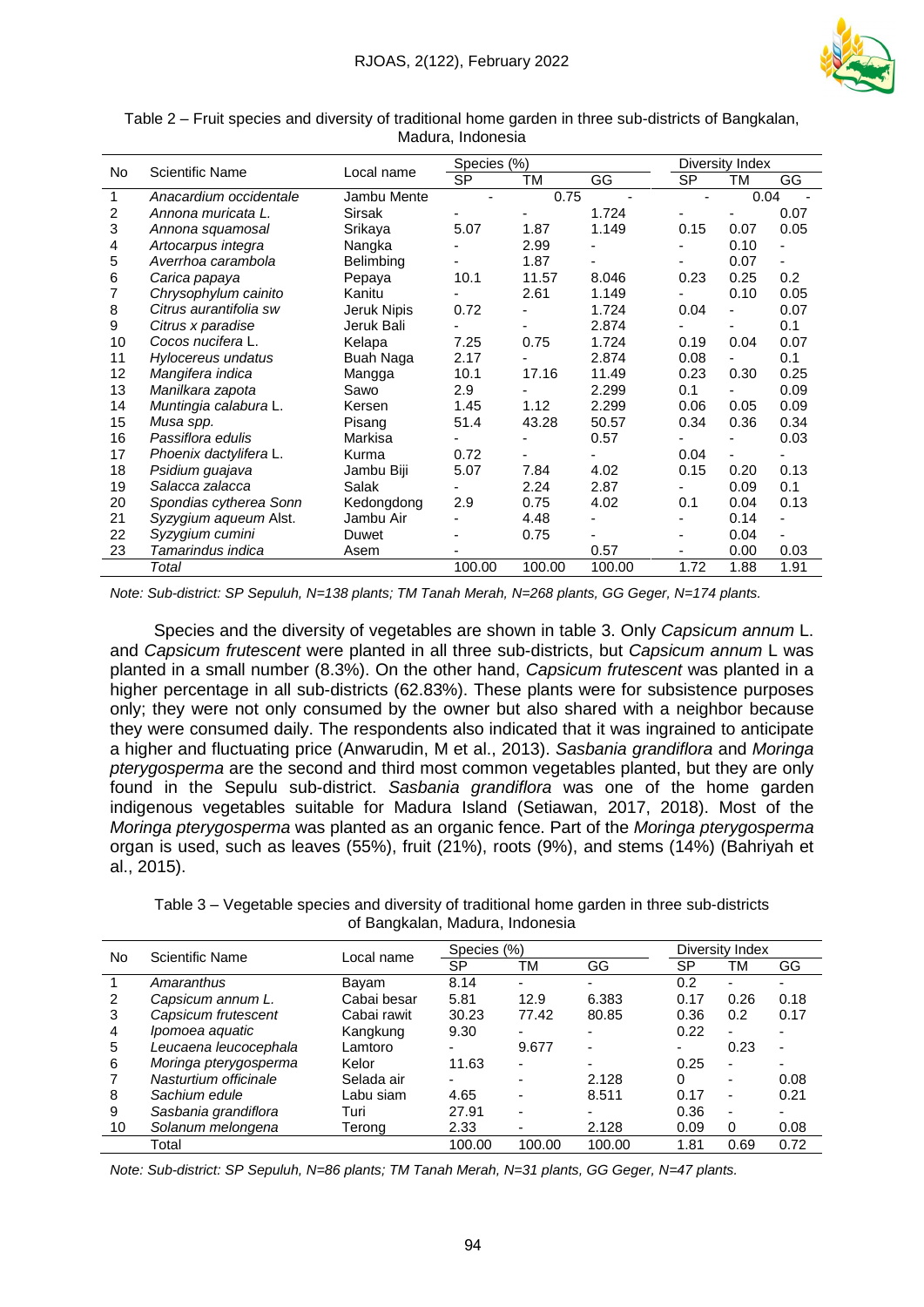Table 2 – Fruit species and diversity of traditional home garden in three sub-districts of Bangkalan, Madura, Indonesia

| No | Scientific Name | Local name | Species (%) | | | Diversity Index | | |
|---|---|---|---|---|---|---|---|---|
| | | | SP | TM | GG | SP | TM | GG |
| 1 | *Anacardium occidentale* | Jambu Mente | - | 0.75 | - | - | 0.04 | - |
| 2 | *Annona muricata L.* | Sirsak | - | - | 1.724 | - | - | 0.07 |
| 3 | *Annona squamosal* | Srikaya | 5.07 | 1.87 | 1.149 | 0.15 | 0.07 | 0.05 |
| 4 | *Artocarpus integra* | Nangka | - | 2.99 | - | - | 0.10 | - |
| 5 | *Averrhoa carambola* | Belimbing | - | 1.87 | - | - | 0.07 | - |
| 6 | *Carica papaya* | Pepaya | 10.1 | 11.57 | 8.046 | 0.23 | 0.25 | 0.2 |
| 7 | *Chrysophylum cainito* | Kanitu | - | 2.61 | 1.149 | - | 0.10 | 0.05 |
| 8 | *Citrus aurantifolia sw* | Jeruk Nipis | 0.72 | - | 1.724 | 0.04 | - | 0.07 |
| 9 | *Citrus x paradise* | Jeruk Bali | - | - | 2.874 | - | - | 0.1 |
| 10 | *Cocos nucifera* L. | Kelapa | 7.25 | 0.75 | 1.724 | 0.19 | 0.04 | 0.07 |
| 11 | *Hylocereus undatus* | Buah Naga | 2.17 | - | 2.874 | 0.08 | - | 0.1 |
| 12 | *Mangifera indica* | Mangga | 10.1 | 17.16 | 11.49 | 0.23 | 0.30 | 0.25 |
| 13 | *Manilkara zapota* | Sawo | 2.9 | - | 2.299 | 0.1 | - | 0.09 |
| 14 | *Muntingia calabura* L. | Kersen | 1.45 | 1.12 | 2.299 | 0.06 | 0.05 | 0.09 |
| 15 | *Musa spp.* | Pisang | 51.4 | 43.28 | 50.57 | 0.34 | 0.36 | 0.34 |
| 16 | *Passiflora edulis* | Markisa | - | - | 0.57 | - | - | 0.03 |
| 17 | *Phoenix dactylifera* L. | Kurma | 0.72 | - | - | 0.04 | - | - |
| 18 | *Psidium guajava* | Jambu Biji | 5.07 | 7.84 | 4.02 | 0.15 | 0.20 | 0.13 |
| 19 | *Salacca zalacca* | Salak | - | 2.24 | 2.87 | - | 0.09 | 0.1 |
| 20 | *Spondias cytherea Sonn* | Kedongdong | 2.9 | 0.75 | 4.02 | 0.1 | 0.04 | 0.13 |
| 21 | *Syzygium aqueum Alst.* | Jambu Air | - | 4.48 | - | - | 0.14 | - |
| 22 | *Syzygium cumini* | Duwet | - | 0.75 | - | - | 0.04 | - |
| 23 | *Tamarindus indica* | Asem | - | | 0.57 | - | 0.00 | 0.03 |
| | *Total* | | 100.00 | 100.00 | 100.00 | 1.72 | 1.88 | 1.91 |

*Note: Sub-district: SP Sepuluh, N=138 plants; TM Tanah Merah, N=268 plants, GG Geger, N=174 plants.*

Species and the diversity of vegetables are shown in table 3. Only *Capsicum annum* L. and *Capsicum frutescent* were planted in all three sub-districts, but *Capsicum annum* L was planted in a small number (8.3%). On the other hand, *Capsicum frutescent* was planted in a higher percentage in all sub-districts (62.83%). These plants were for subsistence purposes only; they were not only consumed by the owner but also shared with a neighbor because they were consumed daily. The respondents also indicated that it was ingrained to anticipate a higher and fluctuating price (Anwarudin, M et al., 2013). *Sasbania grandiflora* and *Moringa pterygosperma* are the second and third most common vegetables planted, but they are only found in the Sepulu sub-district. *Sasbania grandiflora* was one of the home garden indigenous vegetables suitable for Madura Island (Setiawan, 2017, 2018). Most of the *Moringa pterygosperma* was planted as an organic fence. Part of the *Moringa pterygosperma* organ is used, such as leaves (55%), fruit (21%), roots (9%), and stems (14%) (Bahriyah et al., 2015).

Table 3 – Vegetable species and diversity of traditional home garden in three sub-districts of Bangkalan, Madura, Indonesia

| No | Scientific Name | Local name | Species (%) | | | Diversity Index | | |
|---|---|---|---|---|---|---|---|---|
| | | | SP | TM | GG | SP | TM | GG |
| 1 | *Amaranthus* | Bayam | 8.14 | - | - | 0.2 | - | - |
| 2 | *Capsicum annum L.* | Cabai besar | 5.81 | 12.9 | 6.383 | 0.17 | 0.26 | 0.18 |
| 3 | *Capsicum frutescent* | Cabai rawit | 30.23 | 77.42 | 80.85 | 0.36 | 0.2 | 0.17 |
| 4 | *Ipomoea aquatic* | Kangkung | 9.30 | - | - | 0.22 | - | - |
| 5 | *Leucaena leucocephala* | Lamtoro | - | 9.677 | - | - | 0.23 | - |
| 6 | *Moringa pterygosperma* | Kelor | 11.63 | - | - | 0.25 | - | - |
| 7 | *Nasturtium officinale* | Selada air | - | - | 2.128 | 0 | - | 0.08 |
| 8 | *Sachium edule* | Labu siam | 4.65 | - | 8.511 | 0.17 | - | 0.21 |
| 9 | *Sasbania grandiflora* | Turi | 27.91 | - | - | 0.36 | - | - |
| 10 | *Solanum melongena* | Terong | 2.33 | - | 2.128 | 0.09 | 0 | 0.08 |
| | Total | | 100.00 | 100.00 | 100.00 | 1.81 | 0.69 | 0.72 |

*Note: Sub-district: SP Sepuluh, N=86 plants; TM Tanah Merah, N=31 plants, GG Geger, N=47 plants.*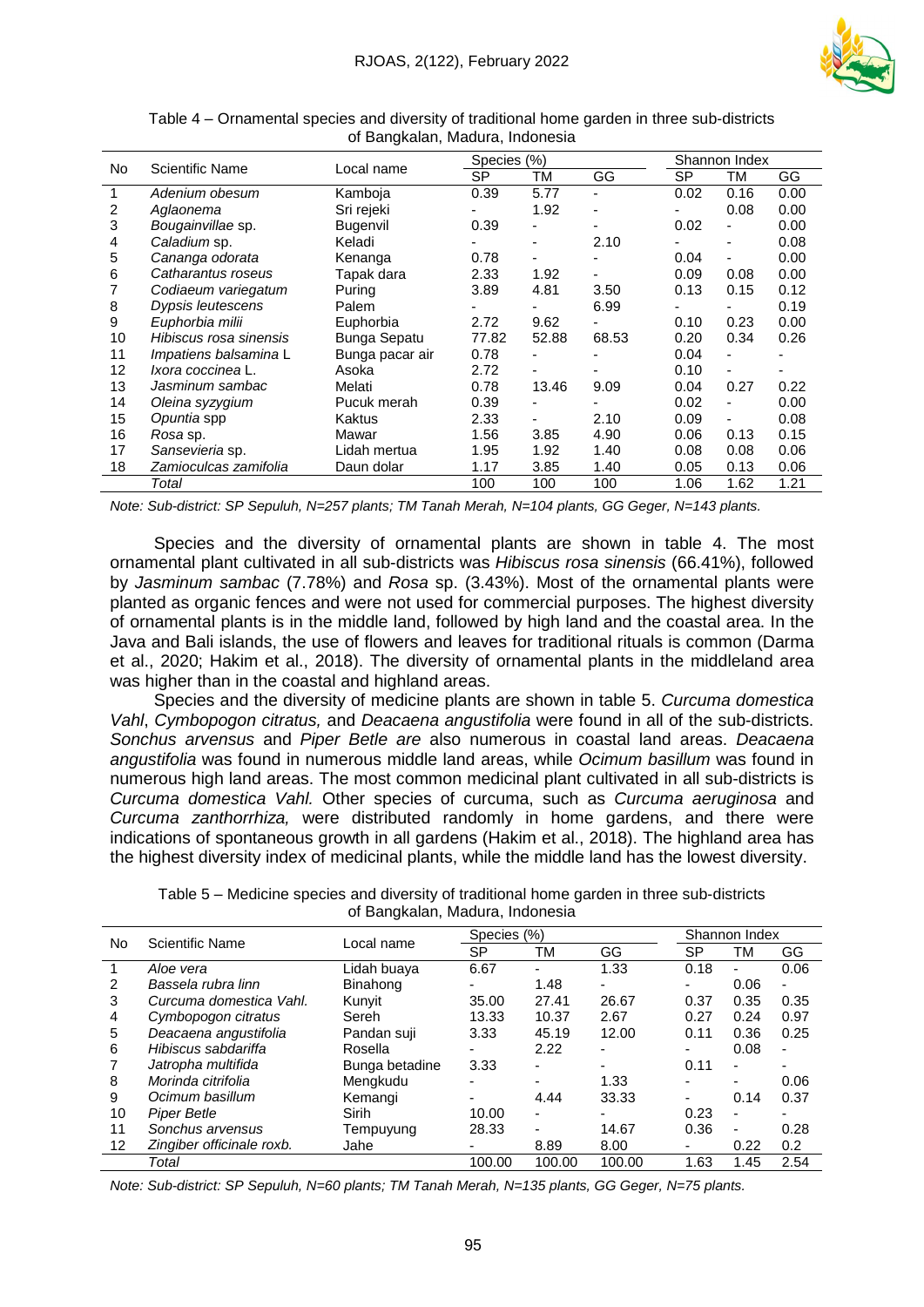Table 4 – Ornamental species and diversity of traditional home garden in three sub-districts of Bangkalan, Madura, Indonesia

| No | Scientific Name | Local name | Species (%) | | | Shannon Index | | |
|---|---|---|---|---|---|---|---|---|
| | | | SP | TM | GG | SP | TM | GG |
| 1 | *Adenium obesum* | Kamboja | 0.39 | 5.77 | - | 0.02 | 0.16 | 0.00 |
| 2 | *Aglaonema* | Sri rejeki | - | 1.92 | - | - | 0.08 | 0.00 |
| 3 | *Bougainvillae* sp. | Bugenvil | 0.39 | - | - | 0.02 | - | 0.00 |
| 4 | *Caladium* sp. | Keladi | - | - | 2.10 | - | - | 0.08 |
| 5 | *Cananga odorata* | Kenanga | 0.78 | - | - | 0.04 | - | 0.00 |
| 6 | *Catharantus roseus* | Tapak dara | 2.33 | 1.92 | - | 0.09 | 0.08 | 0.00 |
| 7 | *Codiaeum variegatum* | Puring | 3.89 | 4.81 | 3.50 | 0.13 | 0.15 | 0.12 |
| 8 | *Dypsis leutescens* | Palem | - | - | 6.99 | - | - | 0.19 |
| 9 | *Euphorbia milii* | Euphorbia | 2.72 | 9.62 | - | 0.10 | 0.23 | 0.00 |
| 10 | *Hibiscus rosa sinensis* | Bunga Sepatu | 77.82 | 52.88 | 68.53 | 0.20 | 0.34 | 0.26 |
| 11 | *Impatiens balsamina* L | Bunga pacar air | 0.78 | - | - | 0.04 | - | - |
| 12 | *Ixora coccinea* L. | Asoka | 2.72 | - | - | 0.10 | - | - |
| 13 | *Jasminum sambac* | Melati | 0.78 | 13.46 | 9.09 | 0.04 | 0.27 | 0.22 |
| 14 | *Oleina syzygium* | Pucuk merah | 0.39 | - | - | 0.02 | - | 0.00 |
| 15 | *Opuntia* spp | Kaktus | 2.33 | - | 2.10 | 0.09 | - | 0.08 |
| 16 | *Rosa* sp. | Mawar | 1.56 | 3.85 | 4.90 | 0.06 | 0.13 | 0.15 |
| 17 | *Sansevieria* sp. | Lidah mertua | 1.95 | 1.92 | 1.40 | 0.08 | 0.08 | 0.06 |
| 18 | *Zamioculcas zamifolia* | Daun dolar | 1.17 | 3.85 | 1.40 | 0.05 | 0.13 | 0.06 |
| | *Total* | | 100 | 100 | 100 | 1.06 | 1.62 | 1.21 |

*Note: Sub-district: SP Sepuluh, N=257 plants; TM Tanah Merah, N=104 plants, GG Geger, N=143 plants.*

Species and the diversity of ornamental plants are shown in table 4. The most ornamental plant cultivated in all sub-districts was *Hibiscus rosa sinensis* (66.41%), followed by *Jasminum sambac* (7.78%) and *Rosa* sp. (3.43%). Most of the ornamental plants were planted as organic fences and were not used for commercial purposes. The highest diversity of ornamental plants is in the middle land, followed by high land and the coastal area. In the Java and Bali islands, the use of flowers and leaves for traditional rituals is common (Darma et al., 2020; Hakim et al., 2018). The diversity of ornamental plants in the middleland area was higher than in the coastal and highland areas.

Species and the diversity of medicine plants are shown in table 5. *Curcuma domestica Vahl*, *Cymbopogon citratus,* and *Deacaena angustifolia* were found in all of the sub-districts. *Sonchus arvensus* and *Piper Betle are* also numerous in coastal land areas. *Deacaena angustifolia* was found in numerous middle land areas, while *Ocimum basillum* was found in numerous high land areas. The most common medicinal plant cultivated in all sub-districts is *Curcuma domestica Vahl.* Other species of curcuma, such as *Curcuma aeruginosa* and *Curcuma zanthorrhiza,* were distributed randomly in home gardens, and there were indications of spontaneous growth in all gardens (Hakim et al., 2018). The highland area has the highest diversity index of medicinal plants, while the middle land has the lowest diversity.

Table 5 – Medicine species and diversity of traditional home garden in three sub-districts of Bangkalan, Madura, Indonesia

| No | Scientific Name | Local name | Species (%) | | | Shannon Index | | |
|---|---|---|---|---|---|---|---|---|
| | | | SP | TM | GG | SP | TM | GG |
| 1 | *Aloe vera* | Lidah buaya | 6.67 | - | 1.33 | 0.18 | - | 0.06 |
| 2 | *Bassela rubra linn* | Binahong | - | 1.48 | - | - | 0.06 | - |
| 3 | *Curcuma domestica Vahl.* | Kunyit | 35.00 | 27.41 | 26.67 | 0.37 | 0.35 | 0.35 |
| 4 | *Cymbopogon citratus* | Sereh | 13.33 | 10.37 | 2.67 | 0.27 | 0.24 | 0.97 |
| 5 | *Deacaena angustifolia* | Pandan suji | 3.33 | 45.19 | 12.00 | 0.11 | 0.36 | 0.25 |
| 6 | *Hibiscus sabdariffa* | Rosella | - | 2.22 | - | - | 0.08 | - |
| 7 | *Jatropha multifida* | Bunga betadine | 3.33 | - | - | 0.11 | - | - |
| 8 | *Morinda citrifolia* | Mengkudu | - | - | 1.33 | - | - | 0.06 |
| 9 | *Ocimum basillum* | Kemangi | - | 4.44 | 33.33 | - | 0.14 | 0.37 |
| 10 | *Piper Betle* | Sirih | 10.00 | - | - | 0.23 | - | - |
| 11 | *Sonchus arvensus* | Tempuyung | 28.33 | - | 14.67 | 0.36 | - | 0.28 |
| 12 | *Zingiber officinale roxb.* | Jahe | - | 8.89 | 8.00 | - | 0.22 | 0.2 |
| | *Total* | | 100.00 | 100.00 | 100.00 | 1.63 | 1.45 | 2.54 |

*Note: Sub-district: SP Sepuluh, N=60 plants; TM Tanah Merah, N=135 plants, GG Geger, N=75 plants.*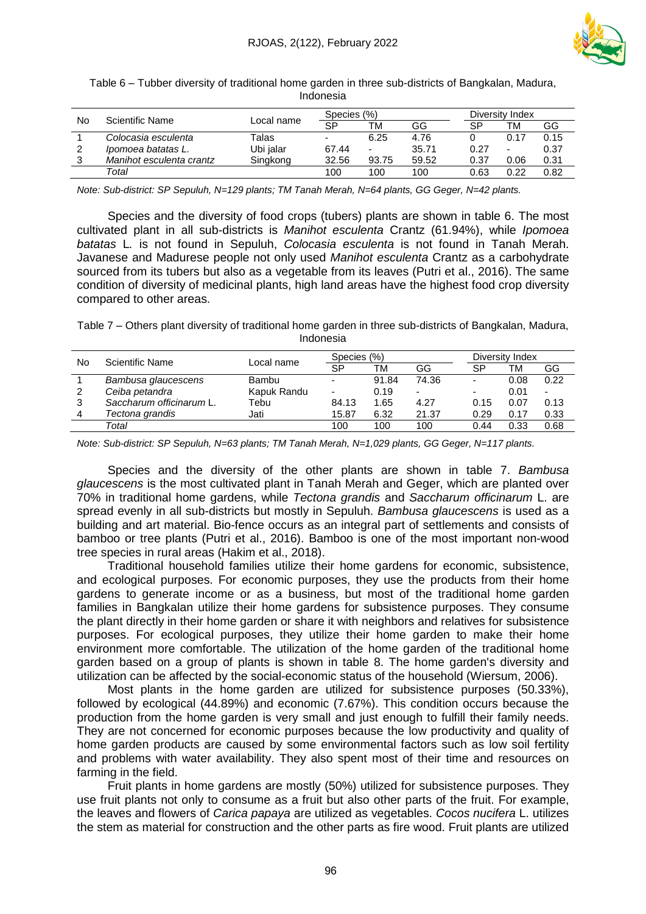Table 6 – Tubber diversity of traditional home garden in three sub-districts of Bangkalan, Madura, Indonesia

| No | Scientific Name | Local name | Species (%) | | | Diversity Index | | |
|---|---|---|---|---|---|---|---|---|
| | | | SP | TM | GG | SP | TM | GG |
| 1 | *Colocasia esculenta* | Talas | - | 6.25 | 4.76 | 0 | 0.17 | 0.15 |
| 2 | *Ipomoea batatas L.* | Ubi jalar | 67.44 | - | 35.71 | 0.27 | - | 0.37 |
| 3 | *Manihot esculenta crantz* | Singkong | 32.56 | 93.75 | 59.52 | 0.37 | 0.06 | 0.31 |
| | *Total* | | 100 | 100 | 100 | 0.63 | 0.22 | 0.82 |

*Note: Sub-district: SP Sepuluh, N=129 plants; TM Tanah Merah, N=64 plants, GG Geger, N=42 plants.*

Species and the diversity of food crops (tubers) plants are shown in table 6. The most cultivated plant in all sub-districts is *Manihot esculenta* Crantz (61.94%), while *Ipomoea batatas* L. is not found in Sepuluh, *Colocasia esculenta* is not found in Tanah Merah. Javanese and Madurese people not only used *Manihot esculenta* Crantz as a carbohydrate sourced from its tubers but also as a vegetable from its leaves (Putri et al., 2016). The same condition of diversity of medicinal plants, high land areas have the highest food crop diversity compared to other areas.

Table 7 – Others plant diversity of traditional home garden in three sub-districts of Bangkalan, Madura, Indonesia

| No | Scientific Name | Local name | Species (%) | | | Diversity Index | | |
|---|---|---|---|---|---|---|---|---|
| | | | SP | TM | GG | SP | TM | GG |
| 1 | *Bambusa glaucescens* | Bambu | - | 91.84 | 74.36 | - | 0.08 | 0.22 |
| 2 | *Ceiba petandra* | Kapuk Randu | - | 0.19 | - | - | 0.01 | - |
| 3 | *Saccharum officinarum* L. | Tebu | 84.13 | 1.65 | 4.27 | 0.15 | 0.07 | 0.13 |
| 4 | *Tectona grandis* | Jati | 15.87 | 6.32 | 21.37 | 0.29 | 0.17 | 0.33 |
| | *Total* | | 100 | 100 | 100 | 0.44 | 0.33 | 0.68 |

*Note: Sub-district: SP Sepuluh, N=63 plants; TM Tanah Merah, N=1,029 plants, GG Geger, N=117 plants.*

Species and the diversity of the other plants are shown in table 7. *Bambusa glaucescens* is the most cultivated plant in Tanah Merah and Geger, which are planted over 70% in traditional home gardens, while *Tectona grandis* and *Saccharum officinarum* L. are spread evenly in all sub-districts but mostly in Sepuluh. *Bambusa glaucescens* is used as a building and art material. Bio-fence occurs as an integral part of settlements and consists of bamboo or tree plants (Putri et al., 2016). Bamboo is one of the most important non-wood tree species in rural areas (Hakim et al., 2018).

Traditional household families utilize their home gardens for economic, subsistence, and ecological purposes. For economic purposes, they use the products from their home gardens to generate income or as a business, but most of the traditional home garden families in Bangkalan utilize their home gardens for subsistence purposes. They consume the plant directly in their home garden or share it with neighbors and relatives for subsistence purposes. For ecological purposes, they utilize their home garden to make their home environment more comfortable. The utilization of the home garden of the traditional home garden based on a group of plants is shown in table 8. The home garden's diversity and utilization can be affected by the social-economic status of the household (Wiersum, 2006).

Most plants in the home garden are utilized for subsistence purposes (50.33%), followed by ecological (44.89%) and economic (7.67%). This condition occurs because the production from the home garden is very small and just enough to fulfill their family needs. They are not concerned for economic purposes because the low productivity and quality of home garden products are caused by some environmental factors such as low soil fertility and problems with water availability. They also spent most of their time and resources on farming in the field.

Fruit plants in home gardens are mostly (50%) utilized for subsistence purposes. They use fruit plants not only to consume as a fruit but also other parts of the fruit. For example, the leaves and flowers of *Carica papaya* are utilized as vegetables. *Cocos nucifera* L. utilizes the stem as material for construction and the other parts as fire wood. Fruit plants are utilized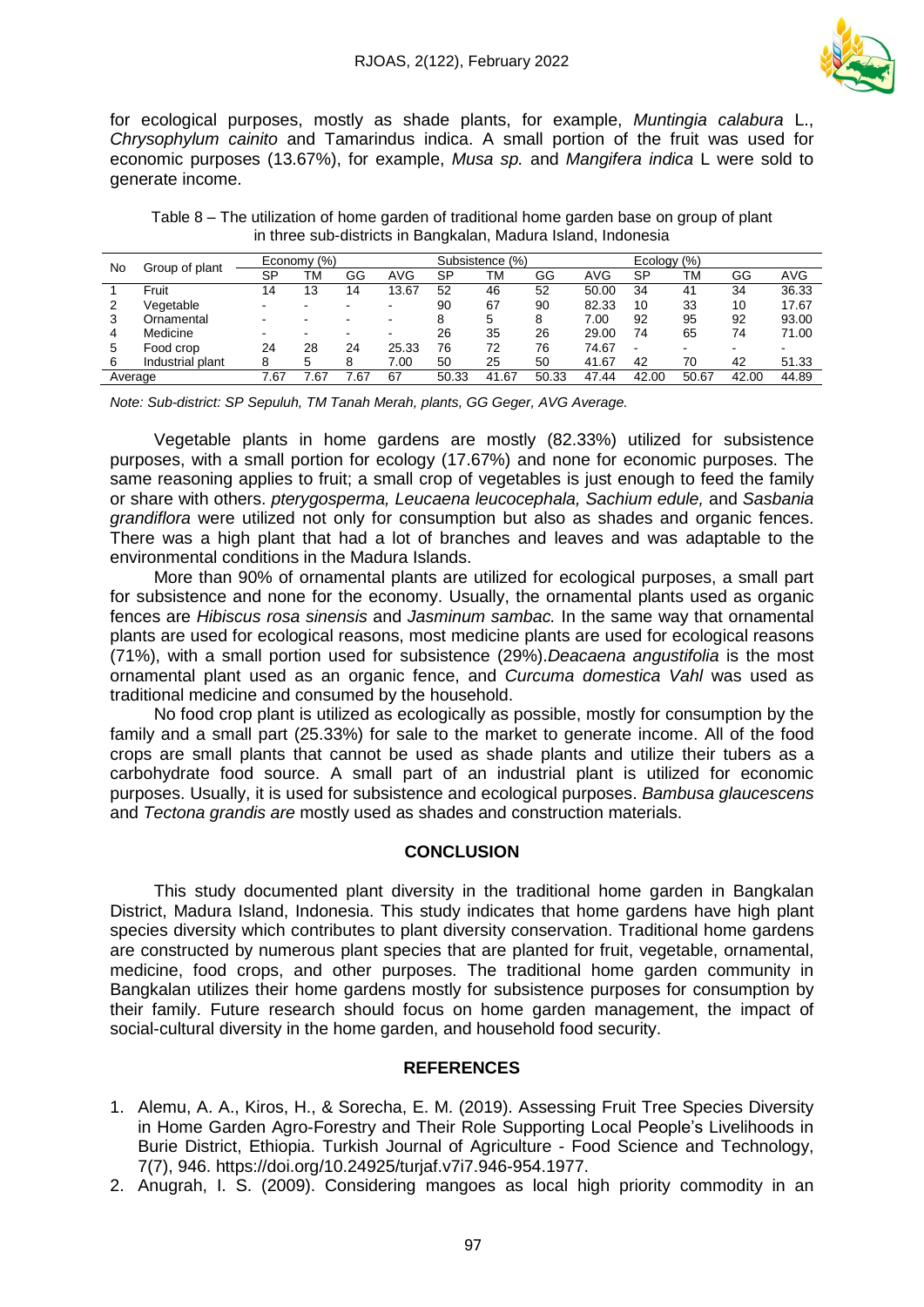for ecological purposes, mostly as shade plants, for example, *Muntingia calabura* L., *Chrysophylum cainito* and Tamarindus indica. A small portion of the fruit was used for economic purposes (13.67%), for example, *Musa sp.* and *Mangifera indica* L were sold to generate income.

Table 8 – The utilization of home garden of traditional home garden base on group of plant in three sub-districts in Bangkalan, Madura Island, Indonesia

| No | Group of plant | Economy (%) | | | | Subsistence (%) | | | | Ecology (%) | | | |
|---|---|---|---|---|---|---|---|---|---|---|---|---|---|
| | | SP | TM | GG | AVG | SP | TM | GG | AVG | SP | TM | GG | AVG |
| 1 | Fruit | 14 | 13 | 14 | 13.67 | 52 | 46 | 52 | 50.00 | 34 | 41 | 34 | 36.33 |
| 2 | Vegetable | - | - | - | - | 90 | 67 | 90 | 82.33 | 10 | 33 | 10 | 17.67 |
| 3 | Ornamental | - | - | - | - | 8 | 5 | 8 | 7.00 | 92 | 95 | 92 | 93.00 |
| 4 | Medicine | - | - | - | - | 26 | 35 | 26 | 29.00 | 74 | 65 | 74 | 71.00 |
| 5 | Food crop | 24 | 28 | 24 | 25.33 | 76 | 72 | 76 | 74.67 | - | - | - | - |
| 6 | Industrial plant | 8 | 5 | 8 | 7.00 | 50 | 25 | 50 | 41.67 | 42 | 70 | 42 | 51.33 |
| Average | | 7.67 | 7.67 | 7.67 | 67 | 50.33 | 41.67 | 50.33 | 47.44 | 42.00 | 50.67 | 42.00 | 44.89 |

*Note: Sub-district: SP Sepuluh, TM Tanah Merah, plants, GG Geger, AVG Average.*

Vegetable plants in home gardens are mostly (82.33%) utilized for subsistence purposes, with a small portion for ecology (17.67%) and none for economic purposes. The same reasoning applies to fruit; a small crop of vegetables is just enough to feed the family or share with others. *pterygosperma, Leucaena leucocephala, Sachium edule,* and *Sasbania grandiflora* were utilized not only for consumption but also as shades and organic fences. There was a high plant that had a lot of branches and leaves and was adaptable to the environmental conditions in the Madura Islands.

More than 90% of ornamental plants are utilized for ecological purposes, a small part for subsistence and none for the economy. Usually, the ornamental plants used as organic fences are *Hibiscus rosa sinensis* and *Jasminum sambac.* In the same way that ornamental plants are used for ecological reasons, most medicine plants are used for ecological reasons (71%), with a small portion used for subsistence (29%).*Deacaena angustifolia* is the most ornamental plant used as an organic fence, and *Curcuma domestica Vahl* was used as traditional medicine and consumed by the household.

No food crop plant is utilized as ecologically as possible, mostly for consumption by the family and a small part (25.33%) for sale to the market to generate income. All of the food crops are small plants that cannot be used as shade plants and utilize their tubers as a carbohydrate food source. A small part of an industrial plant is utilized for economic purposes. Usually, it is used for subsistence and ecological purposes. *Bambusa glaucescens* and *Tectona grandis are* mostly used as shades and construction materials.

## CONCLUSION

This study documented plant diversity in the traditional home garden in Bangkalan District, Madura Island, Indonesia. This study indicates that home gardens have high plant species diversity which contributes to plant diversity conservation. Traditional home gardens are constructed by numerous plant species that are planted for fruit, vegetable, ornamental, medicine, food crops, and other purposes. The traditional home garden community in Bangkalan utilizes their home gardens mostly for subsistence purposes for consumption by their family. Future research should focus on home garden management, the impact of social-cultural diversity in the home garden, and household food security.

## REFERENCES

1. Alemu, A. A., Kiros, H., & Sorecha, E. M. (2019). Assessing Fruit Tree Species Diversity in Home Garden Agro-Forestry and Their Role Supporting Local People's Livelihoods in Burie District, Ethiopia. Turkish Journal of Agriculture - Food Science and Technology, 7(7), 946. https://doi.org/10.24925/turjaf.v7i7.946-954.1977.
2. Anugrah, I. S. (2009). Considering mangoes as local high priority commodity in an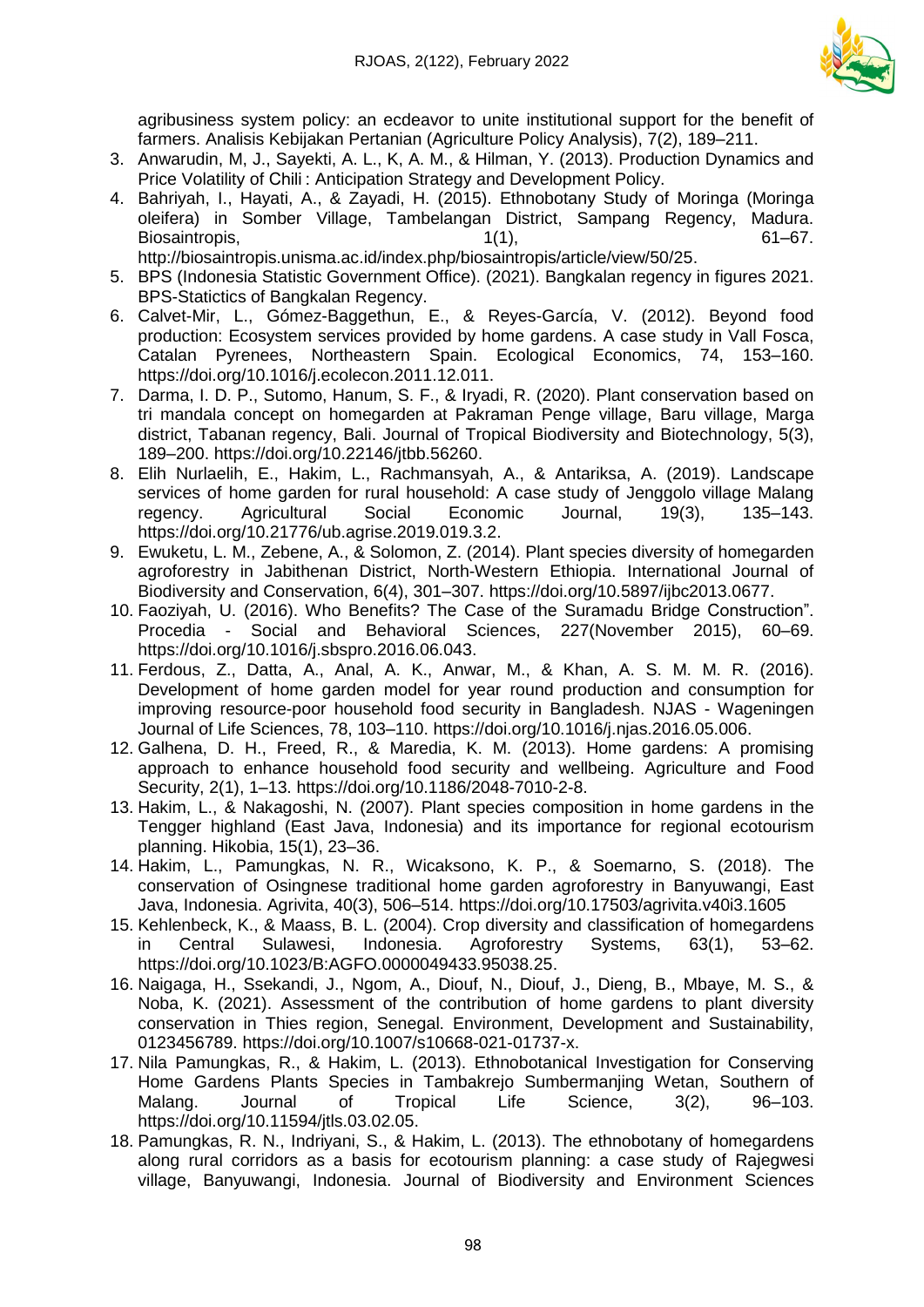agribusiness system policy: an ecdeavor to unite institutional support for the benefit of farmers. Analisis Kebijakan Pertanian (Agriculture Policy Analysis), 7(2), 189–211.

3. Anwarudin, M, J., Sayekti, A. L., K, A. M., & Hilman, Y. (2013). Production Dynamics and Price Volatility of Chili : Anticipation Strategy and Development Policy.
4. Bahriyah, I., Hayati, A., & Zayadi, H. (2015). Ethnobotany Study of Moringa (Moringa oleifera) in Somber Village, Tambelangan District, Sampang Regency, Madura. Biosaintropis, 1(1), 61–67. http://biosaintropis.unisma.ac.id/index.php/biosaintropis/article/view/50/25.
5. BPS (Indonesia Statistic Government Office). (2021). Bangkalan regency in figures 2021. BPS-Statictics of Bangkalan Regency.
6. Calvet-Mir, L., Gómez-Baggethun, E., & Reyes-García, V. (2012). Beyond food production: Ecosystem services provided by home gardens. A case study in Vall Fosca, Catalan Pyrenees, Northeastern Spain. Ecological Economics, 74, 153–160. https://doi.org/10.1016/j.ecolecon.2011.12.011.
7. Darma, I. D. P., Sutomo, Hanum, S. F., & Iryadi, R. (2020). Plant conservation based on tri mandala concept on homegarden at Pakraman Penge village, Baru village, Marga district, Tabanan regency, Bali. Journal of Tropical Biodiversity and Biotechnology, 5(3), 189–200. https://doi.org/10.22146/jtbb.56260.
8. Elih Nurlaelih, E., Hakim, L., Rachmansyah, A., & Antariksa, A. (2019). Landscape services of home garden for rural household: A case study of Jenggolo village Malang regency. Agricultural Social Economic Journal, 19(3), 135–143. https://doi.org/10.21776/ub.agrise.2019.019.3.2.
9. Ewuketu, L. M., Zebene, A., & Solomon, Z. (2014). Plant species diversity of homegarden agroforestry in Jabithenan District, North-Western Ethiopia. International Journal of Biodiversity and Conservation, 6(4), 301–307. https://doi.org/10.5897/ijbc2013.0677.
10. Faoziyah, U. (2016). Who Benefits? The Case of the Suramadu Bridge Construction". Procedia - Social and Behavioral Sciences, 227(November 2015), 60–69. https://doi.org/10.1016/j.sbspro.2016.06.043.
11. Ferdous, Z., Datta, A., Anal, A. K., Anwar, M., & Khan, A. S. M. M. R. (2016). Development of home garden model for year round production and consumption for improving resource-poor household food security in Bangladesh. NJAS - Wageningen Journal of Life Sciences, 78, 103–110. https://doi.org/10.1016/j.njas.2016.05.006.
12. Galhena, D. H., Freed, R., & Maredia, K. M. (2013). Home gardens: A promising approach to enhance household food security and wellbeing. Agriculture and Food Security, 2(1), 1–13. https://doi.org/10.1186/2048-7010-2-8.
13. Hakim, L., & Nakagoshi, N. (2007). Plant species composition in home gardens in the Tengger highland (East Java, Indonesia) and its importance for regional ecotourism planning. Hikobia, 15(1), 23–36.
14. Hakim, L., Pamungkas, N. R., Wicaksono, K. P., & Soemarno, S. (2018). The conservation of Osingnese traditional home garden agroforestry in Banyuwangi, East Java, Indonesia. Agrivita, 40(3), 506–514. https://doi.org/10.17503/agrivita.v40i3.1605
15. Kehlenbeck, K., & Maass, B. L. (2004). Crop diversity and classification of homegardens in Central Sulawesi, Indonesia. Agroforestry Systems, 63(1), 53–62. https://doi.org/10.1023/B:AGFO.0000049433.95038.25.
16. Naigaga, H., Ssekandi, J., Ngom, A., Diouf, N., Diouf, J., Dieng, B., Mbaye, M. S., & Noba, K. (2021). Assessment of the contribution of home gardens to plant diversity conservation in Thies region, Senegal. Environment, Development and Sustainability, 0123456789. https://doi.org/10.1007/s10668-021-01737-x.
17. Nila Pamungkas, R., & Hakim, L. (2013). Ethnobotanical Investigation for Conserving Home Gardens Plants Species in Tambakrejo Sumbermanjing Wetan, Southern of Malang. Journal of Tropical Life Science, 3(2), 96–103. https://doi.org/10.11594/jtls.03.02.05.
18. Pamungkas, R. N., Indriyani, S., & Hakim, L. (2013). The ethnobotany of homegardens along rural corridors as a basis for ecotourism planning: a case study of Rajegwesi village, Banyuwangi, Indonesia. Journal of Biodiversity and Environment Sciences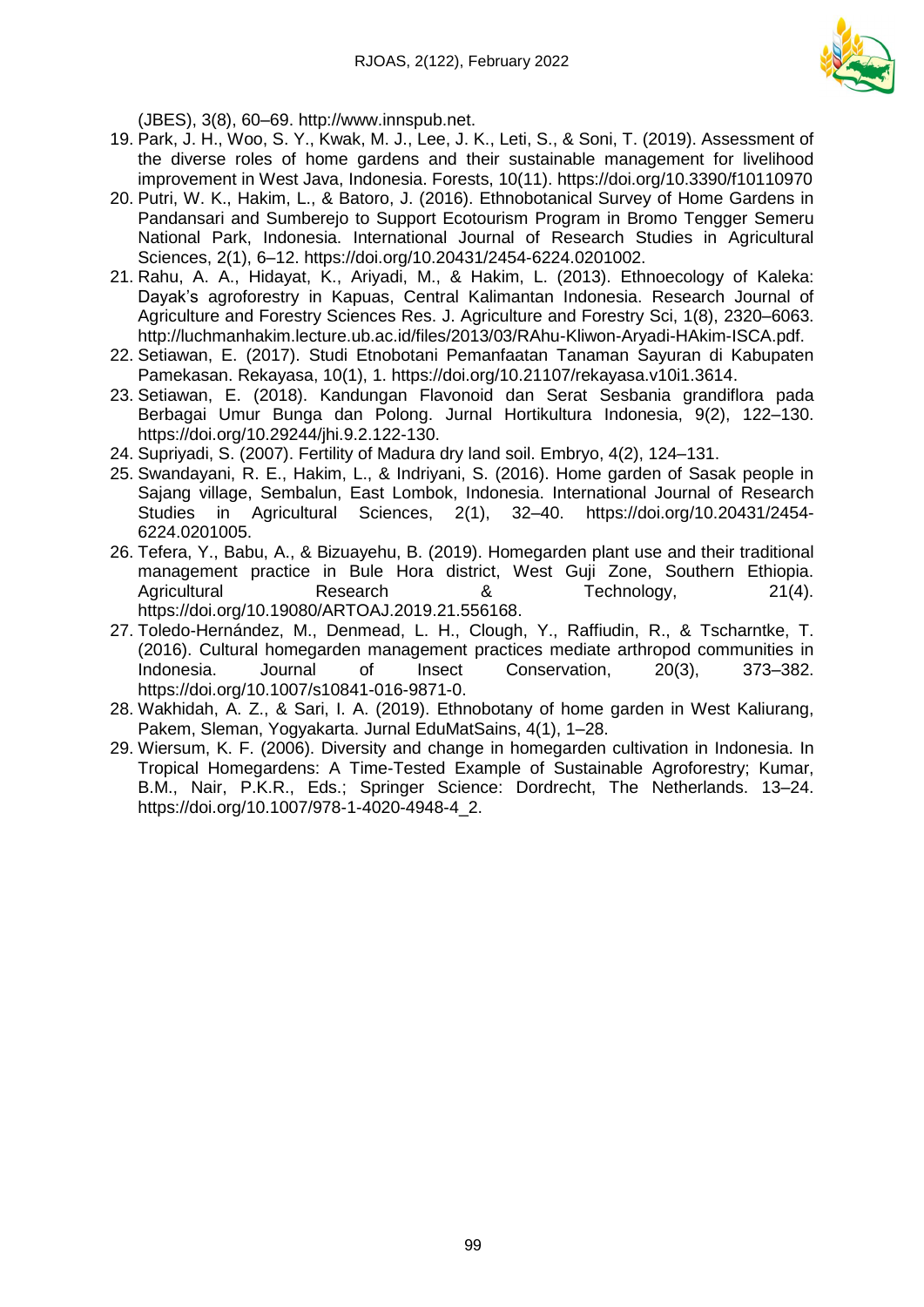(JBES), 3(8), 60–69. http://www.innspub.net.

19. Park, J. H., Woo, S. Y., Kwak, M. J., Lee, J. K., Leti, S., & Soni, T. (2019). Assessment of the diverse roles of home gardens and their sustainable management for livelihood improvement in West Java, Indonesia. Forests, 10(11). https://doi.org/10.3390/f10110970
20. Putri, W. K., Hakim, L., & Batoro, J. (2016). Ethnobotanical Survey of Home Gardens in Pandansari and Sumberejo to Support Ecotourism Program in Bromo Tengger Semeru National Park, Indonesia. International Journal of Research Studies in Agricultural Sciences, 2(1), 6–12. https://doi.org/10.20431/2454-6224.0201002.
21. Rahu, A. A., Hidayat, K., Ariyadi, M., & Hakim, L. (2013). Ethnoecology of Kaleka: Dayak's agroforestry in Kapuas, Central Kalimantan Indonesia. Research Journal of Agriculture and Forestry Sciences Res. J. Agriculture and Forestry Sci, 1(8), 2320–6063. http://luchmanhakim.lecture.ub.ac.id/files/2013/03/RAhu-Kliwon-Aryadi-HAkim-ISCA.pdf.
22. Setiawan, E. (2017). Studi Etnobotani Pemanfaatan Tanaman Sayuran di Kabupaten Pamekasan. Rekayasa, 10(1), 1. https://doi.org/10.21107/rekayasa.v10i1.3614.
23. Setiawan, E. (2018). Kandungan Flavonoid dan Serat Sesbania grandiflora pada Berbagai Umur Bunga dan Polong. Jurnal Hortikultura Indonesia, 9(2), 122–130. https://doi.org/10.29244/jhi.9.2.122-130.
24. Supriyadi, S. (2007). Fertility of Madura dry land soil. Embryo, 4(2), 124–131.
25. Swandayani, R. E., Hakim, L., & Indriyani, S. (2016). Home garden of Sasak people in Sajang village, Sembalun, East Lombok, Indonesia. International Journal of Research Studies in Agricultural Sciences, 2(1), 32–40. https://doi.org/10.20431/2454-6224.0201005.
26. Tefera, Y., Babu, A., & Bizuayehu, B. (2019). Homegarden plant use and their traditional management practice in Bule Hora district, West Guji Zone, Southern Ethiopia. Agricultural Research & Technology, 21(4). https://doi.org/10.19080/ARTOAJ.2019.21.556168.
27. Toledo-Hernández, M., Denmead, L. H., Clough, Y., Raffiudin, R., & Tscharntke, T. (2016). Cultural homegarden management practices mediate arthropod communities in Indonesia. Journal of Insect Conservation, 20(3), 373–382. https://doi.org/10.1007/s10841-016-9871-0.
28. Wakhidah, A. Z., & Sari, I. A. (2019). Ethnobotany of home garden in West Kaliurang, Pakem, Sleman, Yogyakarta. Jurnal EduMatSains, 4(1), 1–28.
29. Wiersum, K. F. (2006). Diversity and change in homegarden cultivation in Indonesia. In Tropical Homegardens: A Time-Tested Example of Sustainable Agroforestry; Kumar, B.M., Nair, P.K.R., Eds.; Springer Science: Dordrecht, The Netherlands. 13–24. https://doi.org/10.1007/978-1-4020-4948-4_2.